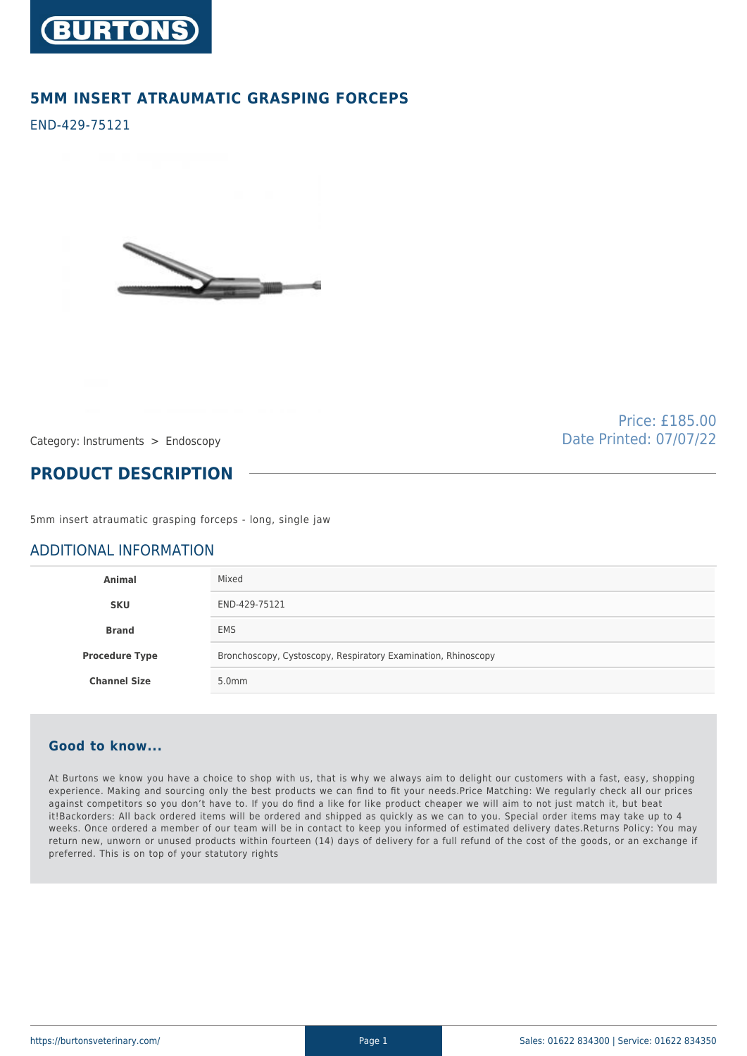# 5MM INSERT ATRAUMATIC GRASPING FORCEPS

END-429-75121

Category: Instruments > Endoscopy

Price: £185.00
Date Printed: 07/07/22

## PRODUCT DESCRIPTION

5mm insert atraumatic grasping forceps - long, single jaw

## ADDITIONAL INFORMATION

| | |
|---|---|
| **Animal** | Mixed |
| **SKU** | END-429-75121 |
| **Brand** | EMS |
| **Procedure Type** | Bronchoscopy, Cystoscopy, Respiratory Examination, Rhinoscopy |
| **Channel Size** | 5.0mm |

### Good to know...

At Burtons we know you have a choice to shop with us, that is why we always aim to delight our customers with a fast, easy, shopping experience. Making and sourcing only the best products we can find to fit your needs.Price Matching: We regularly check all our prices against competitors so you don't have to. If you do find a like for like product cheaper we will aim to not just match it, but beat it!Backorders: All back ordered items will be ordered and shipped as quickly as we can to you. Special order items may take up to 4 weeks. Once ordered a member of our team will be in contact to keep you informed of estimated delivery dates.Returns Policy: You may return new, unworn or unused products within fourteen (14) days of delivery for a full refund of the cost of the goods, or an exchange if preferred. This is on top of your statutory rights

https://burtonsveterinary.com/

Sales: 01622 834300 | Service: 01622 834350